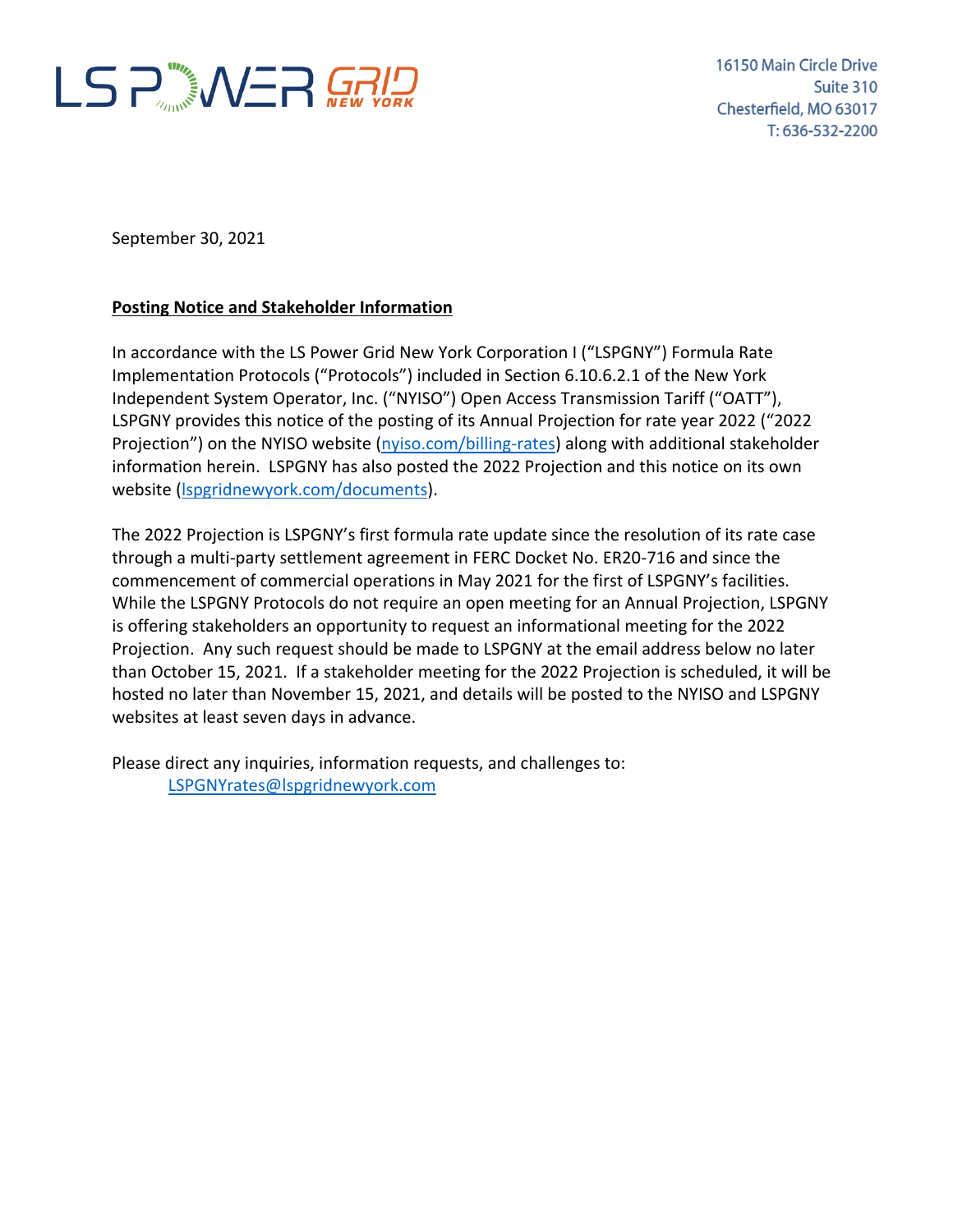LS POWER GRID NEW YORK

16150 Main Circle Drive
Suite 310
Chesterfield, MO 63017
T: 636-532-2200

September 30, 2021

**Posting Notice and Stakeholder Information**

In accordance with the LS Power Grid New York Corporation I ("LSPGNY") Formula Rate Implementation Protocols ("Protocols") included in Section 6.10.6.2.1 of the New York Independent System Operator, Inc. ("NYISO") Open Access Transmission Tariff ("OATT"), LSPGNY provides this notice of the posting of its Annual Projection for rate year 2022 ("2022 Projection") on the NYISO website (nyiso.com/billing-rates) along with additional stakeholder information herein. LSPGNY has also posted the 2022 Projection and this notice on its own website (lspgridnewyork.com/documents).

The 2022 Projection is LSPGNY's first formula rate update since the resolution of its rate case through a multi-party settlement agreement in FERC Docket No. ER20-716 and since the commencement of commercial operations in May 2021 for the first of LSPGNY's facilities. While the LSPGNY Protocols do not require an open meeting for an Annual Projection, LSPGNY is offering stakeholders an opportunity to request an informational meeting for the 2022 Projection. Any such request should be made to LSPGNY at the email address below no later than October 15, 2021. If a stakeholder meeting for the 2022 Projection is scheduled, it will be hosted no later than November 15, 2021, and details will be posted to the NYISO and LSPGNY websites at least seven days in advance.

Please direct any inquiries, information requests, and challenges to:
LSPGNYrates@lspgridnewyork.com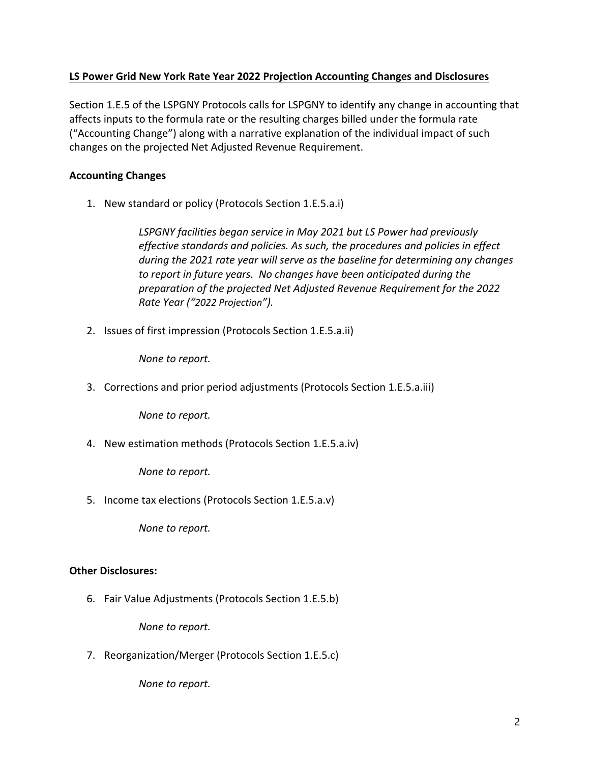**LS Power Grid New York Rate Year 2022 Projection Accounting Changes and Disclosures**

Section 1.E.5 of the LSPGNY Protocols calls for LSPGNY to identify any change in accounting that affects inputs to the formula rate or the resulting charges billed under the formula rate ("Accounting Change") along with a narrative explanation of the individual impact of such changes on the projected Net Adjusted Revenue Requirement.

**Accounting Changes**

1. New standard or policy (Protocols Section 1.E.5.a.i)

   *LSPGNY facilities began service in May 2021 but LS Power had previously effective standards and policies. As such, the procedures and policies in effect during the 2021 rate year will serve as the baseline for determining any changes to report in future years. No changes have been anticipated during the preparation of the projected Net Adjusted Revenue Requirement for the 2022 Rate Year ("2022 Projection").*

2. Issues of first impression (Protocols Section 1.E.5.a.ii)

   *None to report.*

3. Corrections and prior period adjustments (Protocols Section 1.E.5.a.iii)

   *None to report.*

4. New estimation methods (Protocols Section 1.E.5.a.iv)

   *None to report.*

5. Income tax elections (Protocols Section 1.E.5.a.v)

   *None to report.*

**Other Disclosures:**

6. Fair Value Adjustments (Protocols Section 1.E.5.b)

   *None to report.*

7. Reorganization/Merger (Protocols Section 1.E.5.c)

   *None to report.*